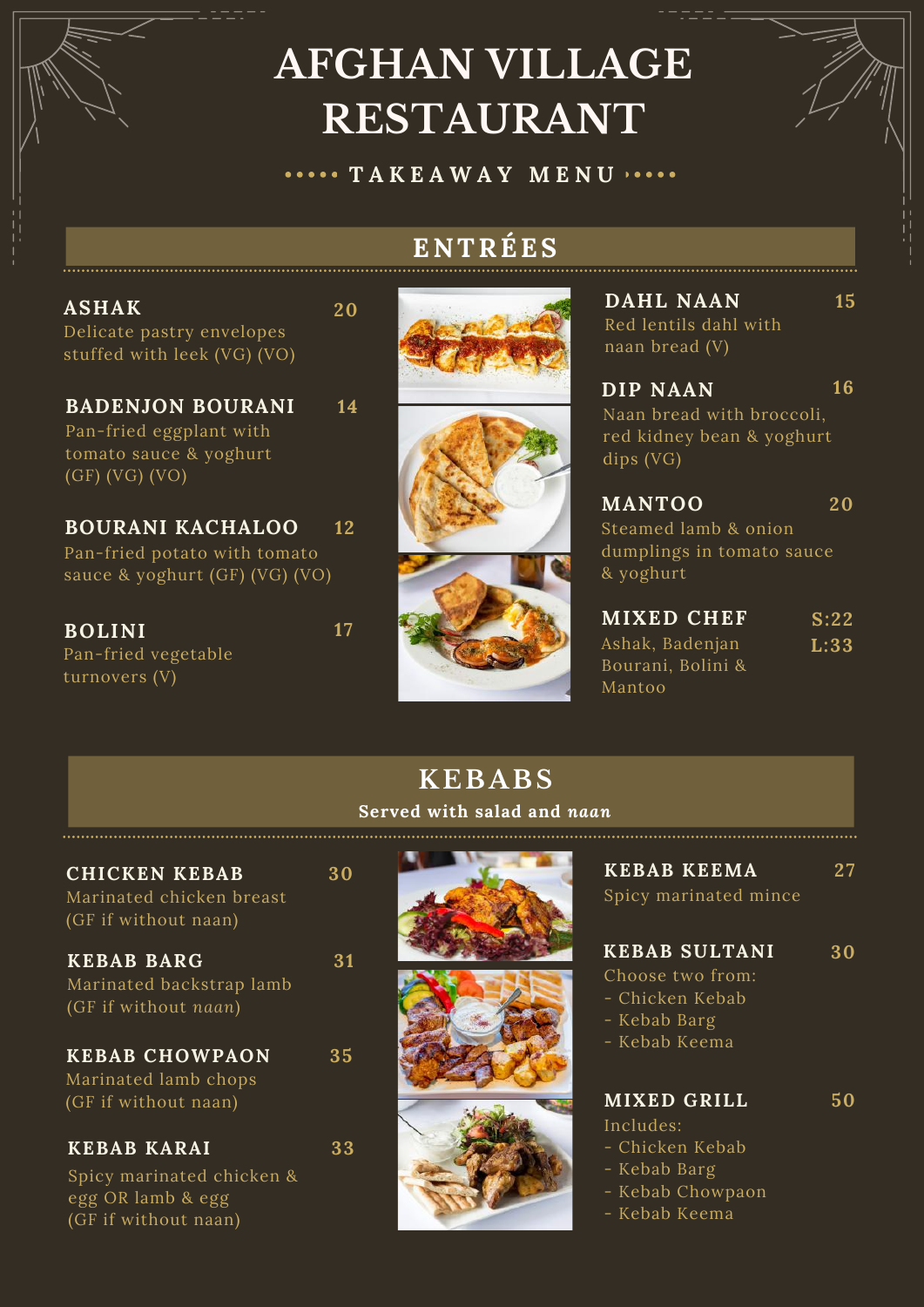# AFGHAN VILLAGE RESTAURANT

**••••• TAKEAWAY MENU •••••**

## ENTRÉES

**ASHAK** 20
Delicate pastry envelopes stuffed with leek (VG) (VO)

**BADENJON BOURANI** 14
Pan-fried eggplant with tomato sauce & yoghurt (GF) (VG) (VO)

**BOURANI KACHALOO** 12
Pan-fried potato with tomato sauce & yoghurt (GF) (VG) (VO)

**BOLINI** 17
Pan-fried vegetable turnovers (V)

**DAHL NAAN** 15
Red lentils dahl with naan bread (V)

**DIP NAAN** 16
Naan bread with broccoli, red kidney bean & yoghurt dips (VG)

**MANTOO** 20
Steamed lamb & onion dumplings in tomato sauce & yoghurt

**MIXED CHEF** S:22 L:33
Ashak, Badenjan Bourani, Bolini & Mantoo

## KEBABS

**Served with salad and *naan***

**CHICKEN KEBAB** 30
Marinated chicken breast (GF if without naan)

**KEBAB BARG** 31
Marinated backstrap lamb (GF if without *naan*)

**KEBAB CHOWPAON** 35
Marinated lamb chops (GF if without naan)

**KEBAB KARAI** 33
Spicy marinated chicken & egg OR lamb & egg (GF if without naan)

**KEBAB KEEMA** 27
Spicy marinated mince

**KEBAB SULTANI** 30
Choose two from:
- Chicken Kebab
- Kebab Barg
- Kebab Keema

**MIXED GRILL** 50
Includes:
- Chicken Kebab
- Kebab Barg
- Kebab Chowpaon
- Kebab Keema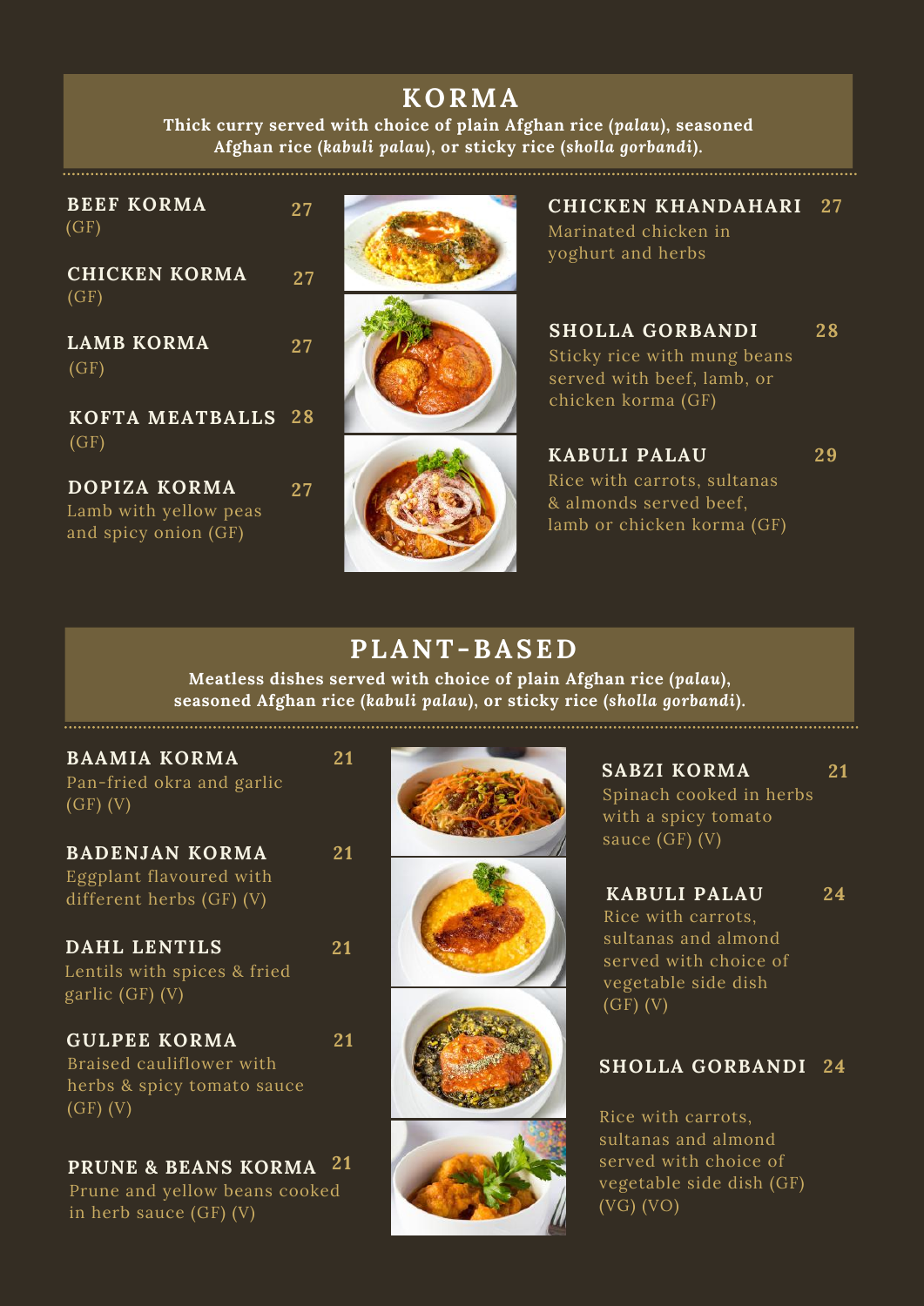## KORMA

**Thick curry served with choice of plain Afghan rice (*palau*), seasoned Afghan rice (*kabuli palau*), or sticky rice (*sholla gorbandi*).**

**BEEF KORMA** 27
(GF)

**CHICKEN KORMA** 27
(GF)

**LAMB KORMA** 27
(GF)

**KOFTA MEATBALLS** 28
(GF)

**DOPIZA KORMA** 27
Lamb with yellow peas and spicy onion (GF)

**CHICKEN KHANDAHARI** 27
Marinated chicken in yoghurt and herbs

**SHOLLA GORBANDI** 28
Sticky rice with mung beans served with beef, lamb, or chicken korma (GF)

**KABULI PALAU** 29
Rice with carrots, sultanas & almonds served beef, lamb or chicken korma (GF)

## PLANT-BASED

**Meatless dishes served with choice of plain Afghan rice (*palau*), seasoned Afghan rice (*kabuli palau*), or sticky rice (*sholla gorbandi*).**

**BAAMIA KORMA** 21
Pan-fried okra and garlic (GF) (V)

**BADENJAN KORMA** 21
Eggplant flavoured with different herbs (GF) (V)

**DAHL LENTILS** 21
Lentils with spices & fried garlic (GF) (V)

**GULPEE KORMA** 21
Braised cauliflower with herbs & spicy tomato sauce (GF) (V)

**PRUNE & BEANS KORMA** 21
Prune and yellow beans cooked in herb sauce (GF) (V)

**SABZI KORMA** 21
Spinach cooked in herbs with a spicy tomato sauce (GF) (V)

**KABULI PALAU** 24
Rice with carrots, sultanas and almond served with choice of vegetable side dish (GF) (V)

**SHOLLA GORBANDI** 24
Rice with carrots, sultanas and almond served with choice of vegetable side dish (GF) (VG) (VO)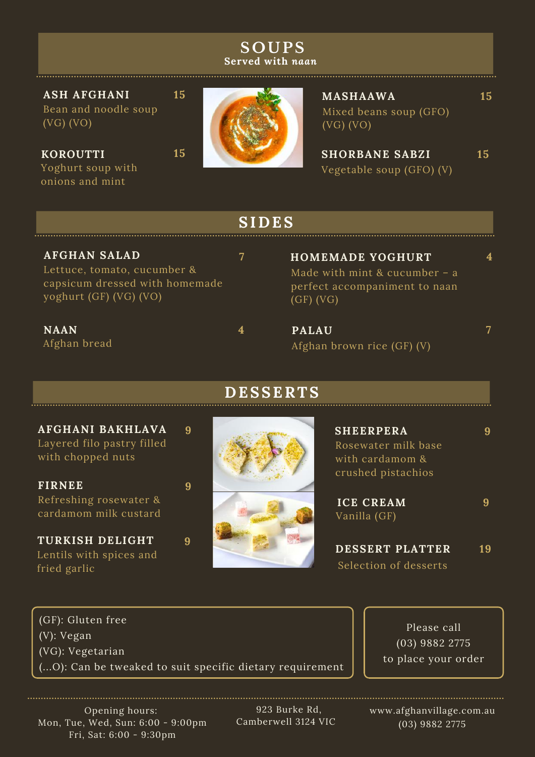## SOUPS
**Served with *naan***

**ASH AFGHANI** 15
Bean and noodle soup (VG) (VO)

**KOROUTTI** 15
Yoghurt soup with onions and mint

**MASHAAWA** 15
Mixed beans soup (GFO) (VG) (VO)

**SHORBANE SABZI** 15
Vegetable soup (GFO) (V)

## SIDES

**AFGHAN SALAD** 7
Lettuce, tomato, cucumber & capsicum dressed with homemade yoghurt (GF) (VG) (VO)

**NAAN** 4
Afghan bread

**HOMEMADE YOGHURT** 4
Made with mint & cucumber – a perfect accompaniment to naan (GF) (VG)

**PALAU** 7
Afghan brown rice (GF) (V)

## DESSERTS

**AFGHANI BAKHLAVA** 9
Layered filo pastry filled with chopped nuts

**FIRNEE** 9
Refreshing rosewater & cardamom milk custard

**TURKISH DELIGHT** 9
Lentils with spices and fried garlic

**SHEERPERA** 9
Rosewater milk base with cardamom & crushed pistachios

**ICE CREAM** 9
Vanilla (GF)

**DESSERT PLATTER** 19
Selection of desserts

(GF): Gluten free
(V): Vegan
(VG): Vegetarian
(...O): Can be tweaked to suit specific dietary requirement

Please call
(03) 9882 2775
to place your order

Opening hours:
Mon, Tue, Wed, Sun: 6:00 - 9:00pm
Fri, Sat: 6:00 - 9:30pm

923 Burke Rd,
Camberwell 3124 VIC

www.afghanvillage.com.au
(03) 9882 2775